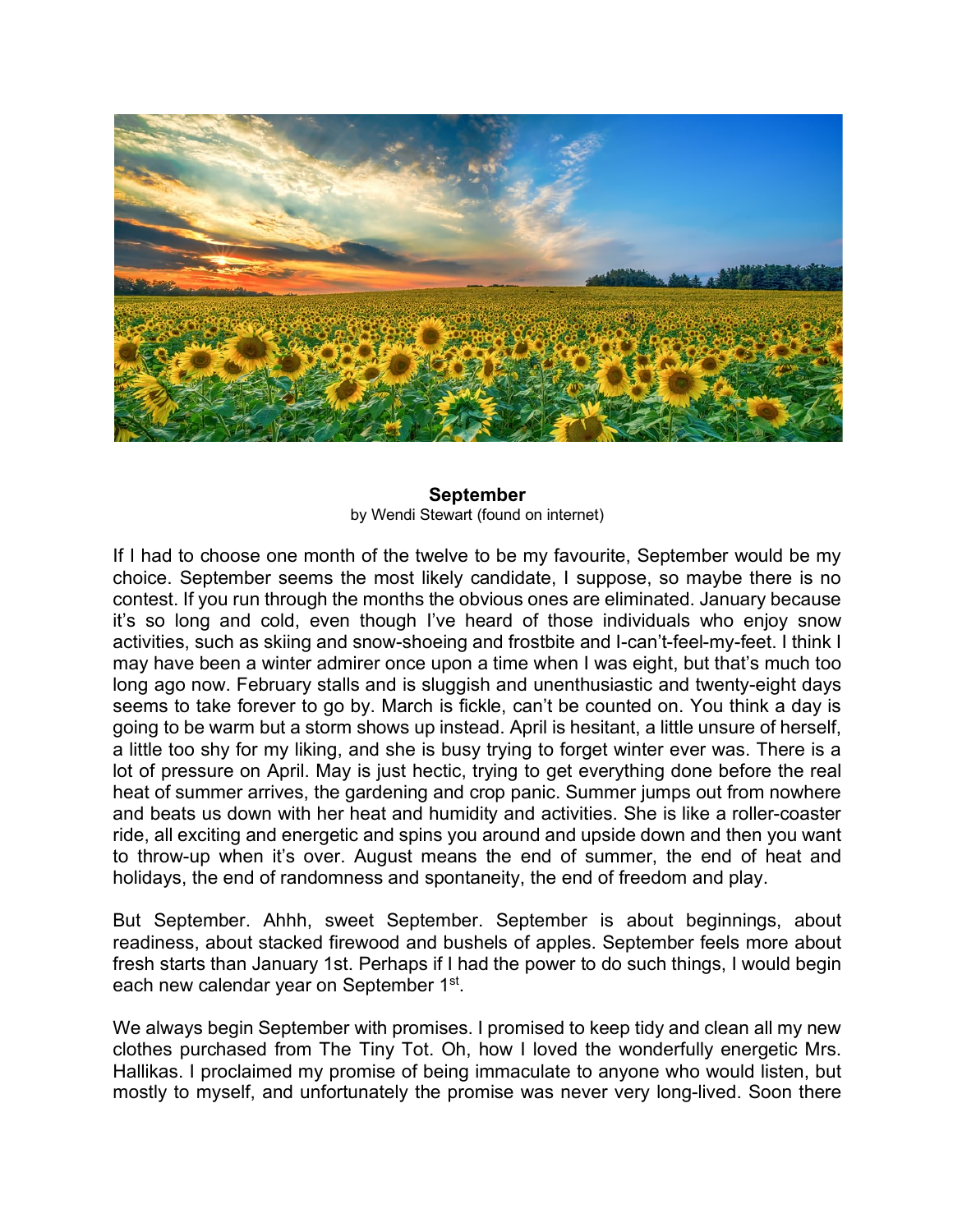**September**

by Wendi Stewart (found on internet)

If I had to choose one month of the twelve to be my favourite, September would be my choice. September seems the most likely candidate, I suppose, so maybe there is no contest. If you run through the months the obvious ones are eliminated. January because it's so long and cold, even though I've heard of those individuals who enjoy snow activities, such as skiing and snow-shoeing and frostbite and I-can't-feel-my-feet. I think I may have been a winter admirer once upon a time when I was eight, but that's much too long ago now. February stalls and is sluggish and unenthusiastic and twenty-eight days seems to take forever to go by. March is fickle, can't be counted on. You think a day is going to be warm but a storm shows up instead. April is hesitant, a little unsure of herself, a little too shy for my liking, and she is busy trying to forget winter ever was. There is a lot of pressure on April. May is just hectic, trying to get everything done before the real heat of summer arrives, the gardening and crop panic. Summer jumps out from nowhere and beats us down with her heat and humidity and activities. She is like a roller-coaster ride, all exciting and energetic and spins you around and upside down and then you want to throw-up when it's over. August means the end of summer, the end of heat and holidays, the end of randomness and spontaneity, the end of freedom and play.

But September. Ahhh, sweet September. September is about beginnings, about readiness, about stacked firewood and bushels of apples. September feels more about fresh starts than January 1st. Perhaps if I had the power to do such things, I would begin each new calendar year on September 1st.

We always begin September with promises. I promised to keep tidy and clean all my new clothes purchased from The Tiny Tot. Oh, how I loved the wonderfully energetic Mrs. Hallikas. I proclaimed my promise of being immaculate to anyone who would listen, but mostly to myself, and unfortunately the promise was never very long-lived. Soon there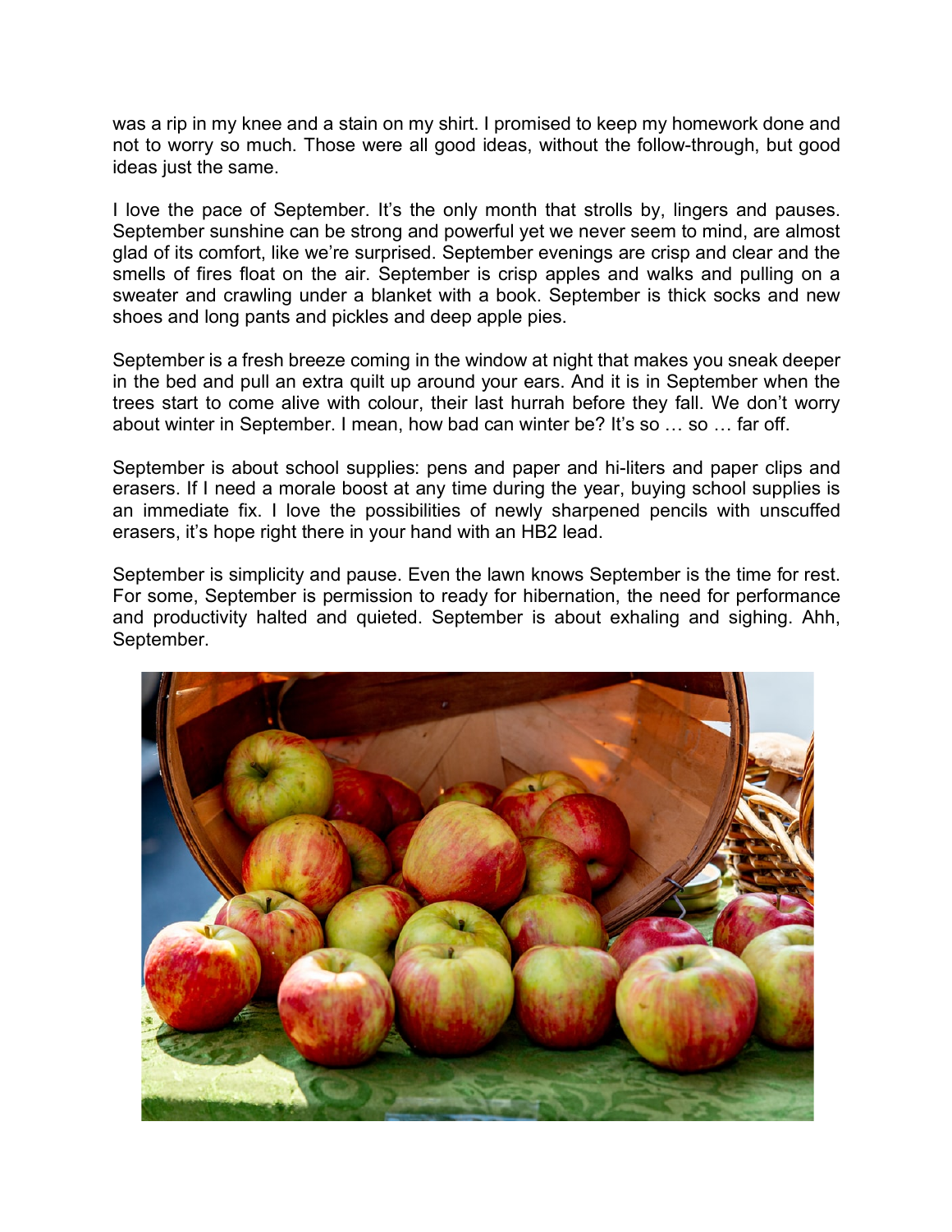was a rip in my knee and a stain on my shirt. I promised to keep my homework done and not to worry so much. Those were all good ideas, without the follow-through, but good ideas just the same.

I love the pace of September. It's the only month that strolls by, lingers and pauses. September sunshine can be strong and powerful yet we never seem to mind, are almost glad of its comfort, like we're surprised. September evenings are crisp and clear and the smells of fires float on the air. September is crisp apples and walks and pulling on a sweater and crawling under a blanket with a book. September is thick socks and new shoes and long pants and pickles and deep apple pies.

September is a fresh breeze coming in the window at night that makes you sneak deeper in the bed and pull an extra quilt up around your ears. And it is in September when the trees start to come alive with colour, their last hurrah before they fall. We don't worry about winter in September. I mean, how bad can winter be? It's so … so … far off.

September is about school supplies: pens and paper and hi-liters and paper clips and erasers. If I need a morale boost at any time during the year, buying school supplies is an immediate fix. I love the possibilities of newly sharpened pencils with unscuffed erasers, it's hope right there in your hand with an HB2 lead.

September is simplicity and pause. Even the lawn knows September is the time for rest. For some, September is permission to ready for hibernation, the need for performance and productivity halted and quieted. September is about exhaling and sighing. Ahh, September.